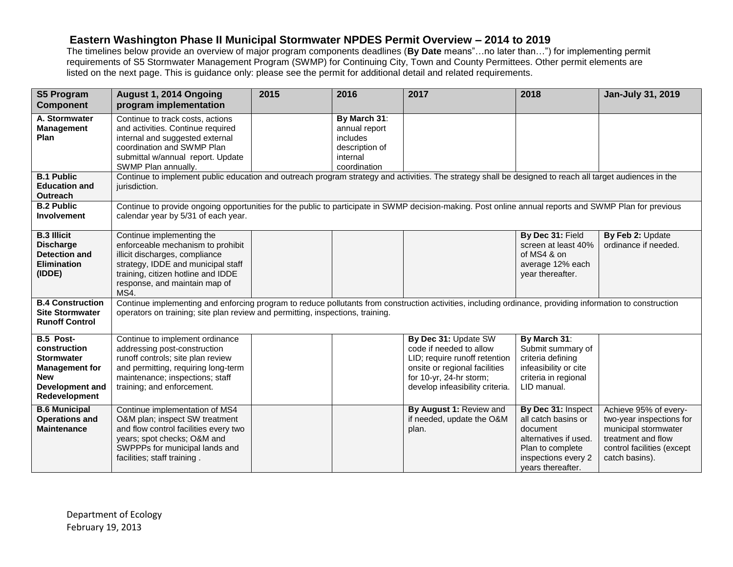# Eastern Washington Phase II Municipal Stormwater NPDES Permit Overview – 2014 to 2019

The timelines below provide an overview of major program components deadlines (**By Date** means"…no later than…") for implementing permit requirements of S5 Stormwater Management Program (SWMP) for Continuing City, Town and County Permittees. Other permit elements are listed on the next page. This is guidance only: please see the permit for additional detail and related requirements.

| S5 Program Component | August 1, 2014 Ongoing program implementation | 2015 | 2016 | 2017 | 2018 | Jan-July 31, 2019 |
|---|---|---|---|---|---|---|
| **A. Stormwater Management Plan** | Continue to track costs, actions and activities. Continue required internal and suggested external coordination and SWMP Plan submittal w/annual report. Update SWMP Plan annually. | | **By March 31**: annual report includes description of internal coordination | | | |
| **B.1 Public Education and Outreach** | Continue to implement public education and outreach program strategy and activities. The strategy shall be designed to reach all target audiences in the jurisdiction. | | | | | |
| **B.2 Public Involvement** | Continue to provide ongoing opportunities for the public to participate in SWMP decision-making. Post online annual reports and SWMP Plan for previous calendar year by 5/31 of each year. | | | | | |
| **B.3 Illicit Discharge Detection and Elimination (IDDE)** | Continue implementing the enforceable mechanism to prohibit illicit discharges, compliance strategy, IDDE and municipal staff training, citizen hotline and IDDE response, and maintain map of MS4. | | | | **By Dec 31:** Field screen at least 40% of MS4 & on average 12% each year thereafter. | **By Feb 2:** Update ordinance if needed. |
| **B.4 Construction Site Stormwater Runoff Control** | Continue implementing and enforcing program to reduce pollutants from construction activities, including ordinance, providing information to construction operators on training; site plan review and permitting, inspections, training. | | | | | |
| **B.5 Post-construction Stormwater Management for New Development and Redevelopment** | Continue to implement ordinance addressing post-construction runoff controls; site plan review and permitting, requiring long-term maintenance; inspections; staff training; and enforcement. | | | **By Dec 31:** Update SW code if needed to allow LID; require runoff retention onsite or regional facilities for 10-yr, 24-hr storm; develop infeasibility criteria. | **By March 31**: Submit summary of criteria defining infeasibility or cite criteria in regional LID manual. | |
| **B.6 Municipal Operations and Maintenance** | Continue implementation of MS4 O&M plan; inspect SW treatment and flow control facilities every two years; spot checks; O&M and SWPPPs for municipal lands and facilities; staff training . | | | **By August 1:** Review and if needed, update the O&M plan. | **By Dec 31:** Inspect all catch basins or document alternatives if used. Plan to complete inspections every 2 years thereafter. | Achieve 95% of every-two-year inspections for municipal stormwater treatment and flow control facilities (except catch basins). |

Department of Ecology
February 19, 2013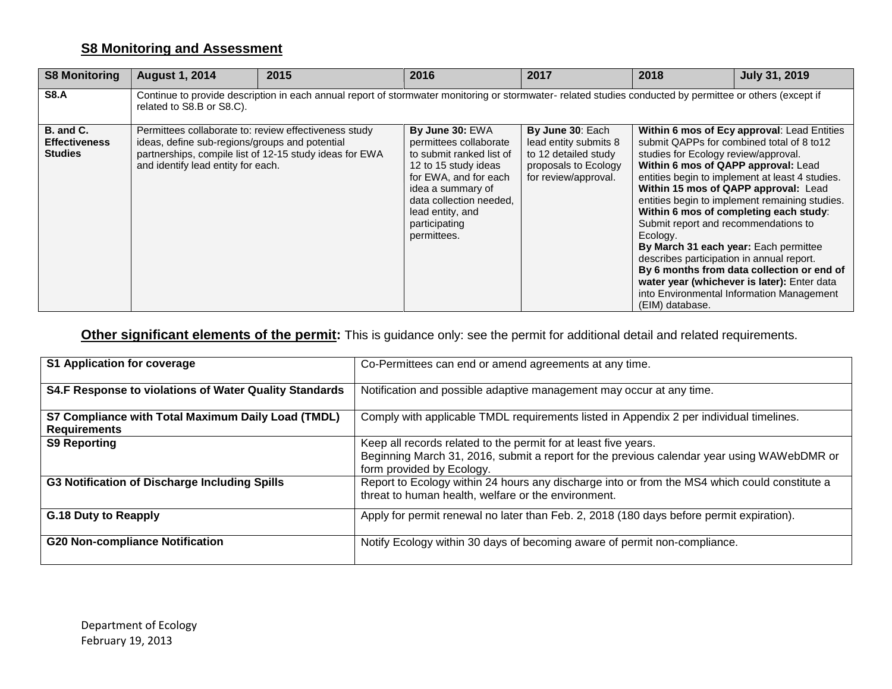## S8 Monitoring and Assessment

| S8 Monitoring | August 1, 2014 | 2015 | 2016 | 2017 | 2018 | July 31, 2019 |
|---|---|---|---|---|---|---|
| **S8.A** | Continue to provide description in each annual report of stormwater monitoring or stormwater- related studies conducted by permittee or others (except if related to S8.B or S8.C). | | | | | |
| **B. and C. Effectiveness Studies** | Permittees collaborate to: review effectiveness study ideas, define sub-regions/groups and potential partnerships, compile list of 12-15 study ideas for EWA and identify lead entity for each. | | **By June 30:** EWA permittees collaborate to submit ranked list of 12 to 15 study ideas for EWA, and for each idea a summary of data collection needed, lead entity, and participating permittees. | **By June 30**: Each lead entity submits 8 to 12 detailed study proposals to Ecology for review/approval. | **Within 6 mos of Ecy approval**: Lead Entities submit QAPPs for combined total of 8 to12 studies for Ecology review/approval. **Within 6 mos of QAPP approval:** Lead entities begin to implement at least 4 studies. **Within 15 mos of QAPP approval:** Lead entities begin to implement remaining studies. **Within 6 mos of completing each study**: Submit report and recommendations to Ecology. **By March 31 each year:** Each permittee describes participation in annual report. **By 6 months from data collection or end of water year (whichever is later):** Enter data into Environmental Information Management (EIM) database. | |

**Other significant elements of the permit:** This is guidance only: see the permit for additional detail and related requirements.

| | |
|---|---|
| **S1 Application for coverage** | Co-Permittees can end or amend agreements at any time. |
| **S4.F Response to violations of Water Quality Standards** | Notification and possible adaptive management may occur at any time. |
| **S7 Compliance with Total Maximum Daily Load (TMDL) Requirements** | Comply with applicable TMDL requirements listed in Appendix 2 per individual timelines. |
| **S9 Reporting** | Keep all records related to the permit for at least five years.<br>Beginning March 31, 2016, submit a report for the previous calendar year using WAWebDMR or form provided by Ecology. |
| **G3 Notification of Discharge Including Spills** | Report to Ecology within 24 hours any discharge into or from the MS4 which could constitute a threat to human health, welfare or the environment. |
| **G.18 Duty to Reapply** | Apply for permit renewal no later than Feb. 2, 2018 (180 days before permit expiration). |
| **G20 Non-compliance Notification** | Notify Ecology within 30 days of becoming aware of permit non-compliance. |

Department of Ecology
February 19, 2013